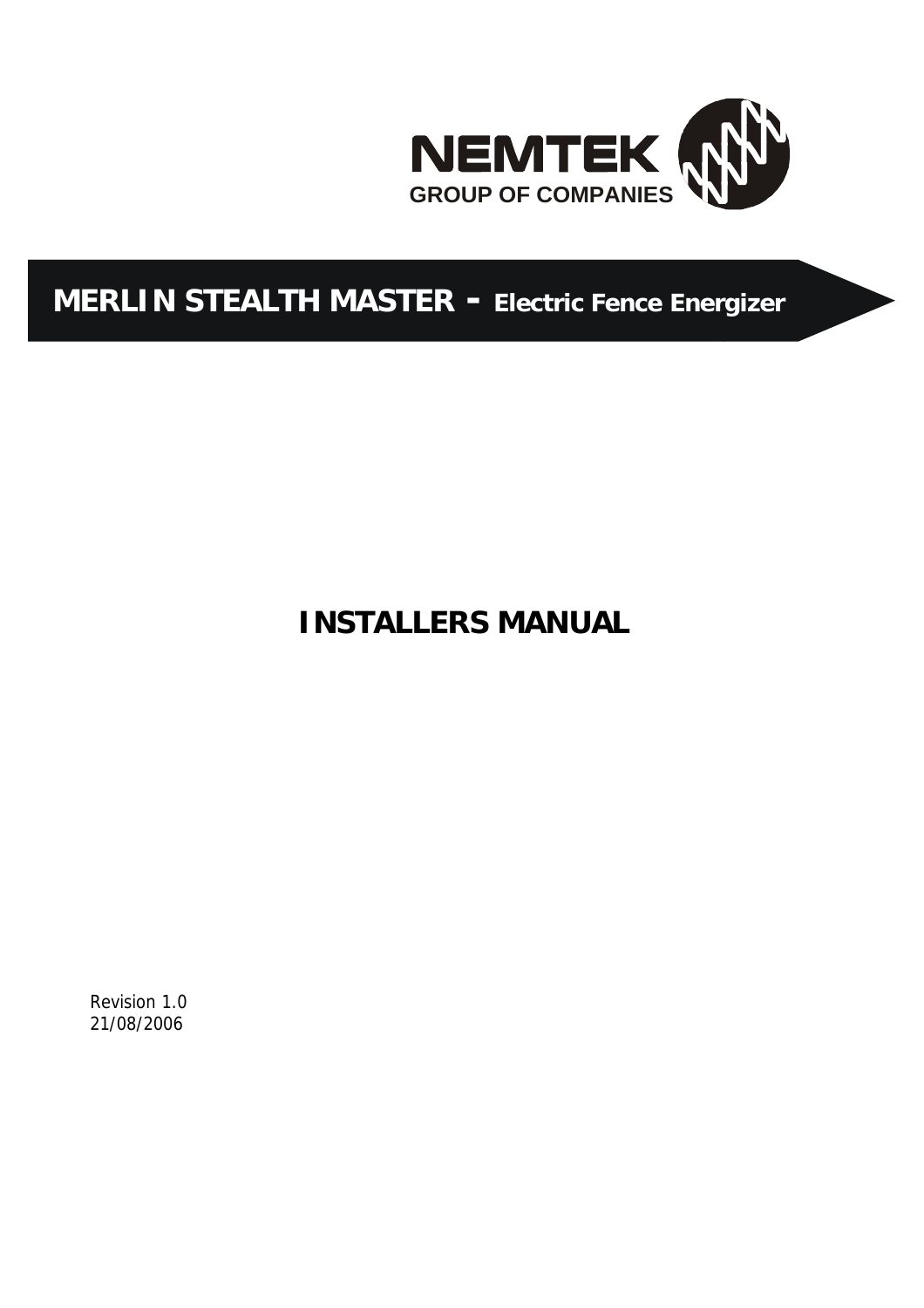NEMTEK
GROUP OF COMPANIES

# MERLIN STEALTH MASTER - Electric Fence Energizer

# INSTALLERS MANUAL

Revision 1.0
21/08/2006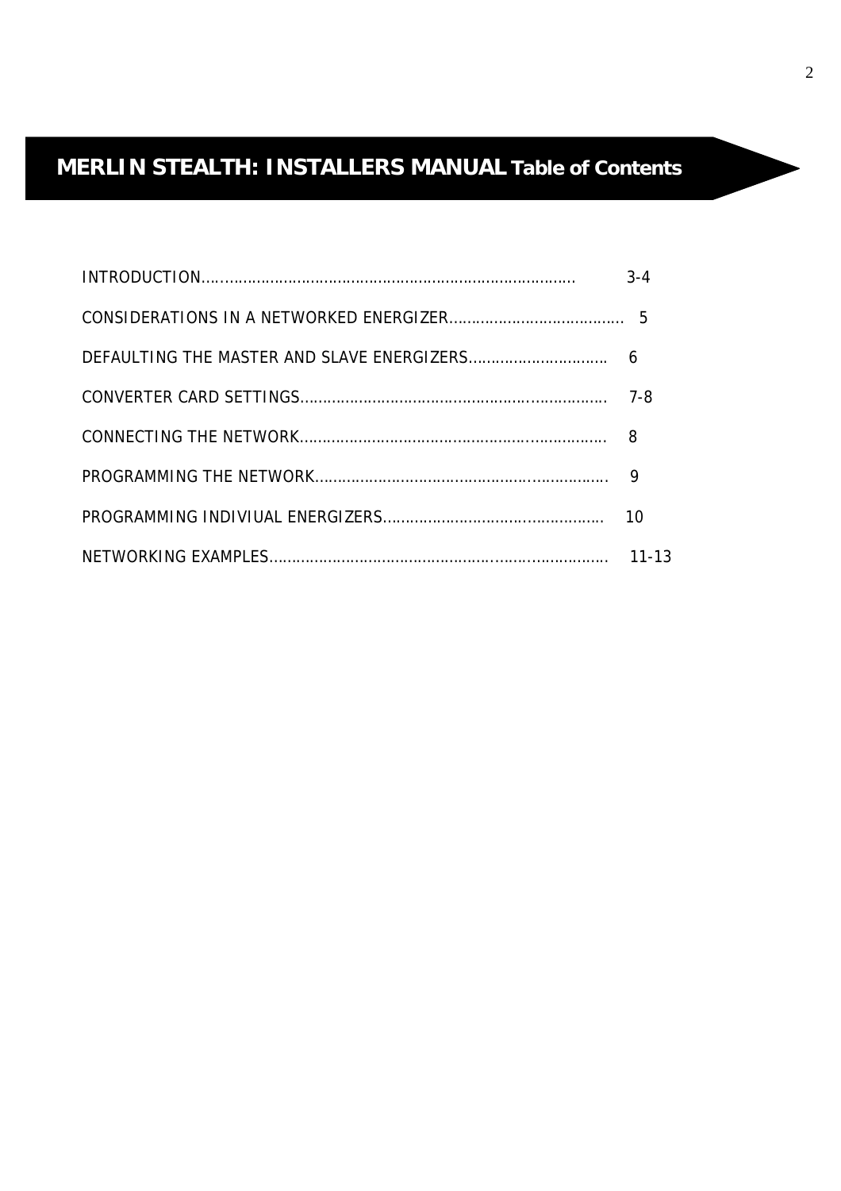# MERLIN STEALTH: INSTALLERS MANUAL Table of Contents

| | |
|---|---|
| INTRODUCTION | 3-4 |
| CONSIDERATIONS IN A NETWORKED ENERGIZER | 5 |
| DEFAULTING THE MASTER AND SLAVE ENERGIZERS | 6 |
| CONVERTER CARD SETTINGS | 7-8 |
| CONNECTING THE NETWORK | 8 |
| PROGRAMMING THE NETWORK | 9 |
| PROGRAMMING INDIVIUAL ENERGIZERS | 10 |
| NETWORKING EXAMPLES | 11-13 |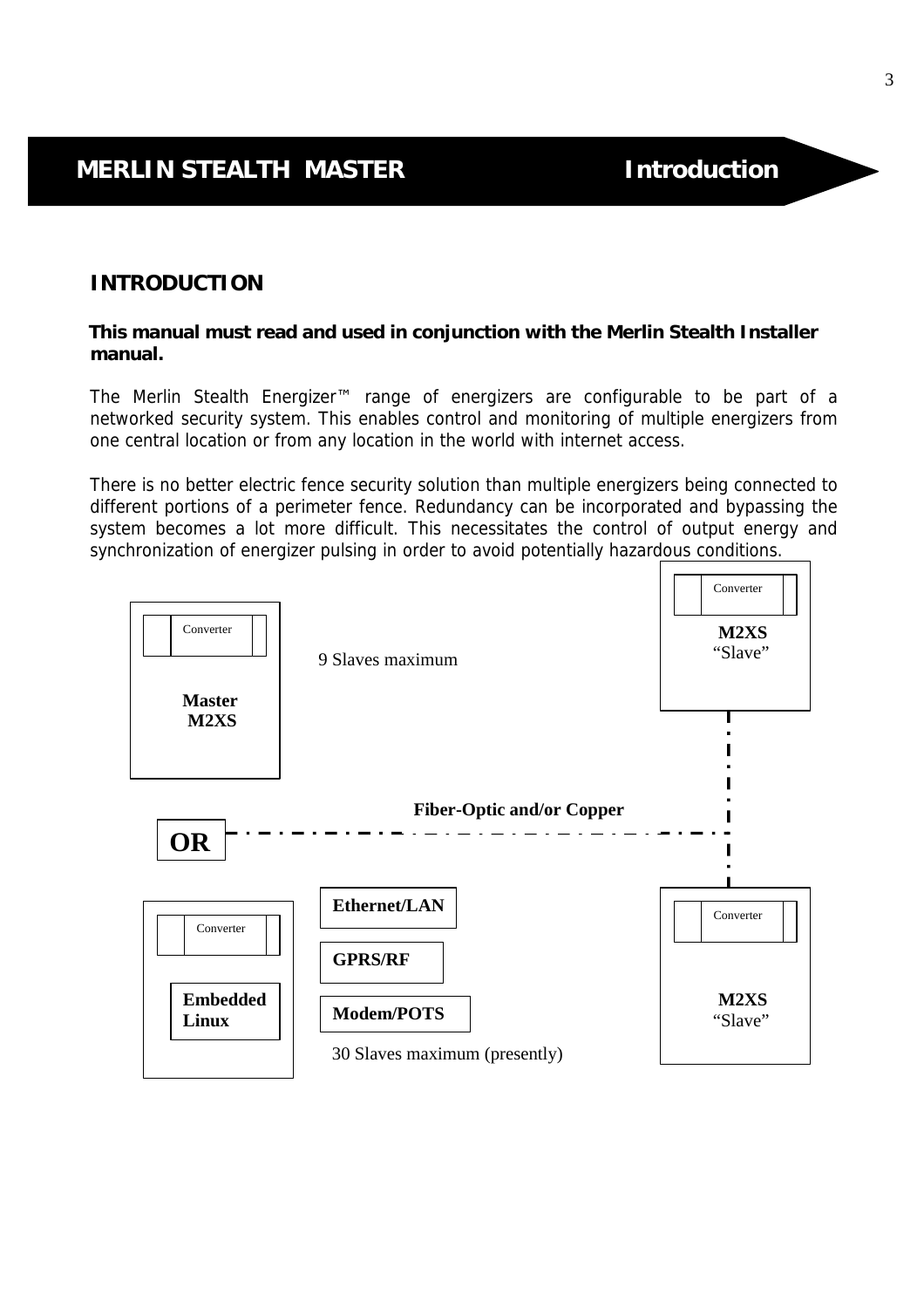## INTRODUCTION

**This manual must read and used in conjunction with the Merlin Stealth Installer manual.**

The Merlin Stealth Energizer™ range of energizers are configurable to be part of a networked security system. This enables control and monitoring of multiple energizers from one central location or from any location in the world with internet access.

There is no better electric fence security solution than multiple energizers being connected to different portions of a perimeter fence. Redundancy can be incorporated and bypassing the system becomes a lot more difficult. This necessitates the control of output energy and synchronization of energizer pulsing in order to avoid potentially hazardous conditions.

Converter

**Master M2XS**

9 Slaves maximum

Converter

**M2XS** "Slave"

**Fiber-Optic and/or Copper**

**OR**

Converter

**Embedded Linux**

**Ethernet/LAN**

**GPRS/RF**

**Modem/POTS**

30 Slaves maximum (presently)

Converter

**M2XS** "Slave"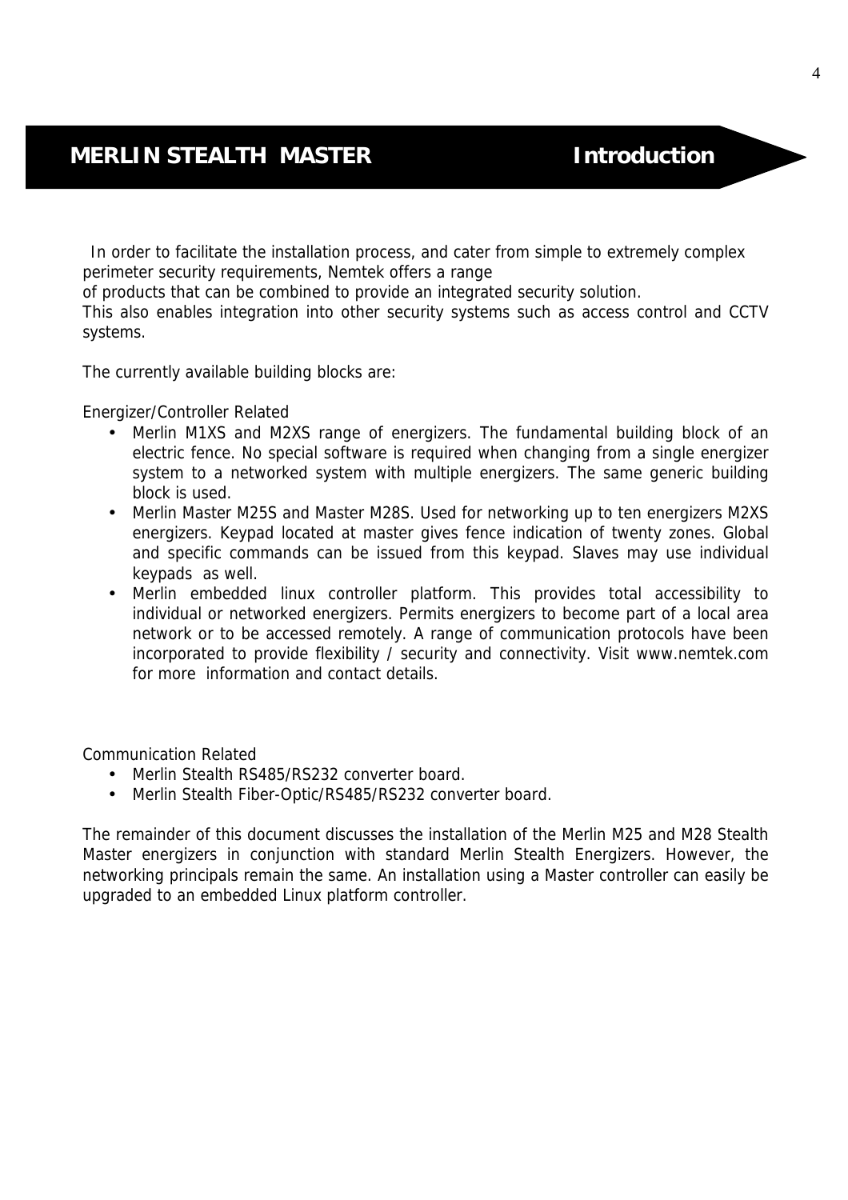# MERLIN STEALTH MASTER — Introduction

In order to facilitate the installation process, and cater from simple to extremely complex perimeter security requirements, Nemtek offers a range of products that can be combined to provide an integrated security solution.
This also enables integration into other security systems such as access control and CCTV systems.

The currently available building blocks are:

Energizer/Controller Related

- Merlin M1XS and M2XS range of energizers. The fundamental building block of an electric fence. No special software is required when changing from a single energizer system to a networked system with multiple energizers. The same generic building block is used.
- Merlin Master M25S and Master M28S. Used for networking up to ten energizers M2XS energizers. Keypad located at master gives fence indication of twenty zones. Global and specific commands can be issued from this keypad. Slaves may use individual keypads as well.
- Merlin embedded linux controller platform. This provides total accessibility to individual or networked energizers. Permits energizers to become part of a local area network or to be accessed remotely. A range of communication protocols have been incorporated to provide flexibility / security and connectivity. Visit www.nemtek.com for more information and contact details.

Communication Related

- Merlin Stealth RS485/RS232 converter board.
- Merlin Stealth Fiber-Optic/RS485/RS232 converter board.

The remainder of this document discusses the installation of the Merlin M25 and M28 Stealth Master energizers in conjunction with standard Merlin Stealth Energizers. However, the networking principals remain the same. An installation using a Master controller can easily be upgraded to an embedded Linux platform controller.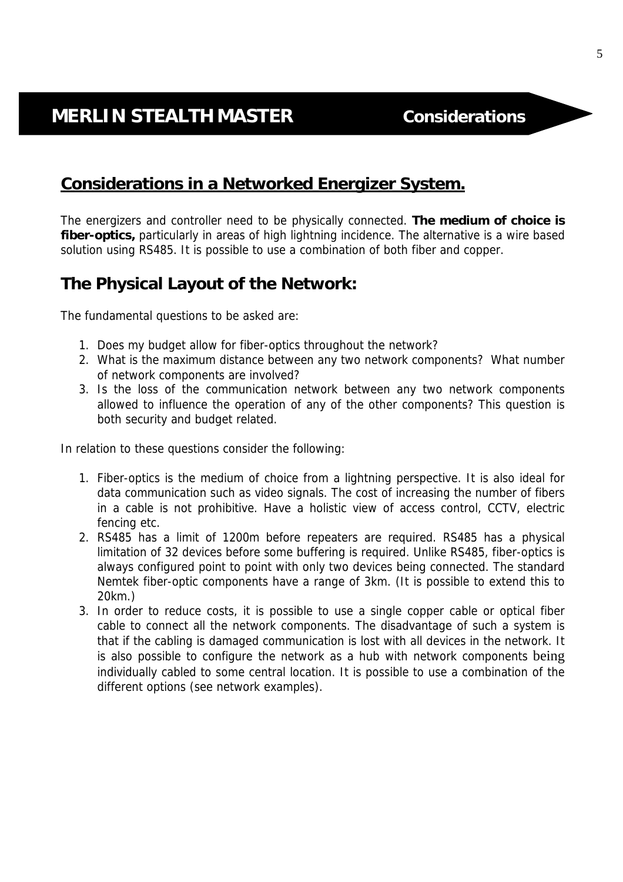# MERLIN STEALTH MASTER **Considerations**

## Considerations in a Networked Energizer System.

The energizers and controller need to be physically connected. **The medium of choice is fiber-optics,** particularly in areas of high lightning incidence. The alternative is a wire based solution using RS485. It is possible to use a combination of both fiber and copper.

## The Physical Layout of the Network:

The fundamental questions to be asked are:

1. Does my budget allow for fiber-optics throughout the network?
2. What is the maximum distance between any two network components? What number of network components are involved?
3. Is the loss of the communication network between any two network components allowed to influence the operation of any of the other components? This question is both security and budget related.

In relation to these questions consider the following:

1. Fiber-optics is the medium of choice from a lightning perspective. It is also ideal for data communication such as video signals. The cost of increasing the number of fibers in a cable is not prohibitive. Have a holistic view of access control, CCTV, electric fencing etc.
2. RS485 has a limit of 1200m before repeaters are required. RS485 has a physical limitation of 32 devices before some buffering is required. Unlike RS485, fiber-optics is always configured point to point with only two devices being connected. The standard Nemtek fiber-optic components have a range of 3km. (It is possible to extend this to 20km.)
3. In order to reduce costs, it is possible to use a single copper cable or optical fiber cable to connect all the network components. The disadvantage of such a system is that if the cabling is damaged communication is lost with all devices in the network. It is also possible to configure the network as a hub with network components being individually cabled to some central location. It is possible to use a combination of the different options (see network examples).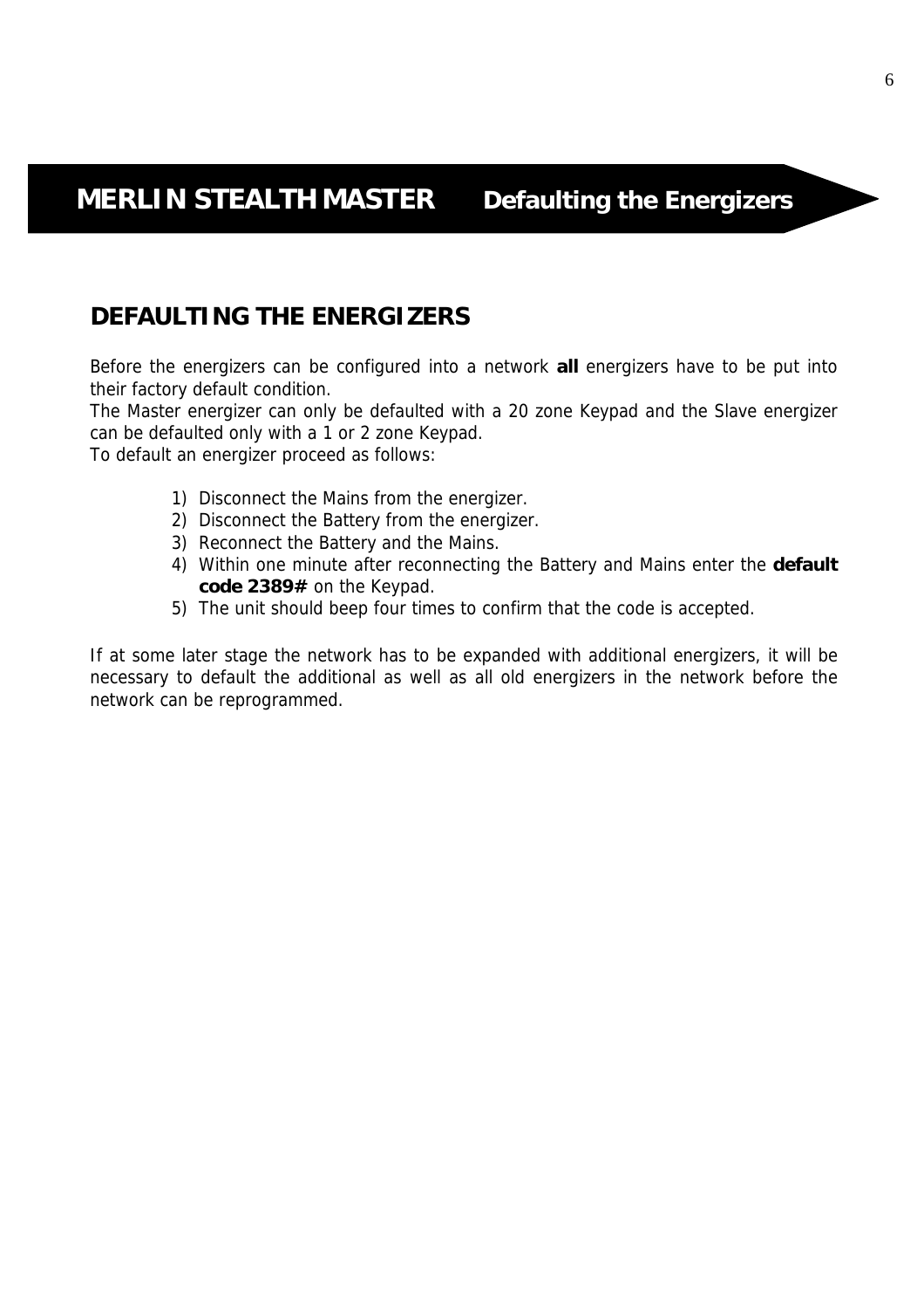## DEFAULTING THE ENERGIZERS

Before the energizers can be configured into a network **all** energizers have to be put into their factory default condition.
The Master energizer can only be defaulted with a 20 zone Keypad and the Slave energizer can be defaulted only with a 1 or 2 zone Keypad.
To default an energizer proceed as follows:

1) Disconnect the Mains from the energizer.
2) Disconnect the Battery from the energizer.
3) Reconnect the Battery and the Mains.
4) Within one minute after reconnecting the Battery and Mains enter the **default code 2389#** on the Keypad.
5) The unit should beep four times to confirm that the code is accepted.

If at some later stage the network has to be expanded with additional energizers, it will be necessary to default the additional as well as all old energizers in the network before the network can be reprogrammed.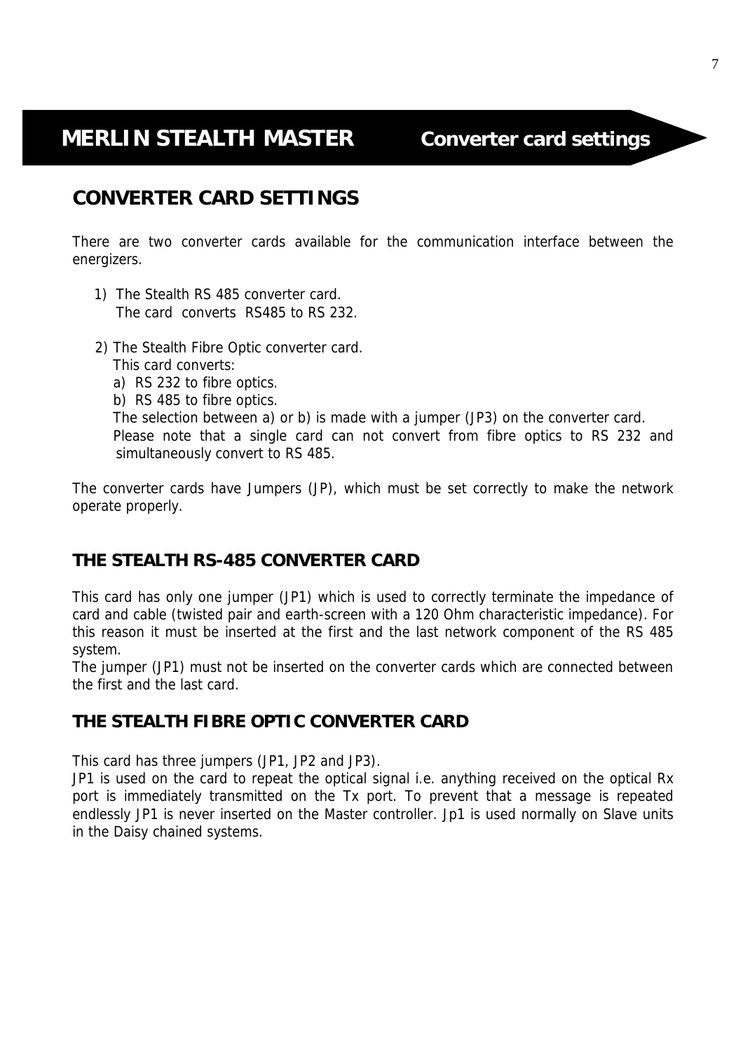## CONVERTER CARD SETTINGS

There are two converter cards available for the communication interface between the energizers.

1) The Stealth RS 485 converter card.
   The card converts RS485 to RS 232.

2) The Stealth Fibre Optic converter card.
   This card converts:
   a) RS 232 to fibre optics.
   b) RS 485 to fibre optics.
   The selection between a) or b) is made with a jumper (JP3) on the converter card.
   Please note that a single card can not convert from fibre optics to RS 232 and simultaneously convert to RS 485.

The converter cards have Jumpers (JP), which must be set correctly to make the network operate properly.

### THE STEALTH RS-485 CONVERTER CARD

This card has only one jumper (JP1) which is used to correctly terminate the impedance of card and cable (twisted pair and earth-screen with a 120 Ohm characteristic impedance). For this reason it must be inserted at the first and the last network component of the RS 485 system.
The jumper (JP1) must not be inserted on the converter cards which are connected between the first and the last card.

### THE STEALTH FIBRE OPTIC CONVERTER CARD

This card has three jumpers (JP1, JP2 and JP3).
JP1 is used on the card to repeat the optical signal i.e. anything received on the optical Rx port is immediately transmitted on the Tx port. To prevent that a message is repeated endlessly JP1 is never inserted on the Master controller. Jp1 is used normally on Slave units in the Daisy chained systems.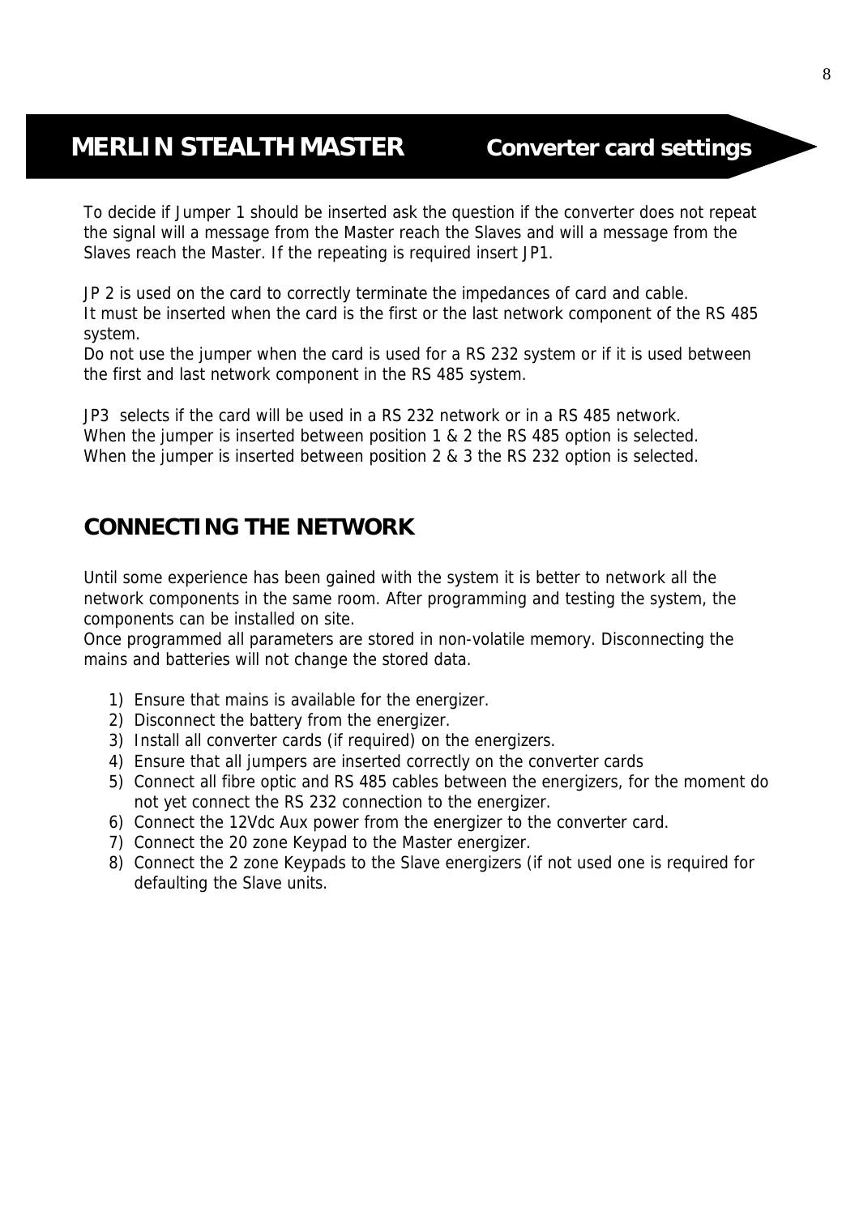## MERLIN STEALTH MASTER — Converter card settings

To decide if Jumper 1 should be inserted ask the question if the converter does not repeat the signal will a message from the Master reach the Slaves and will a message from the Slaves reach the Master. If the repeating is required insert JP1.

JP 2 is used on the card to correctly terminate the impedances of card and cable.
It must be inserted when the card is the first or the last network component of the RS 485 system.
Do not use the jumper when the card is used for a RS 232 system or if it is used between the first and last network component in the RS 485 system.

JP3 selects if the card will be used in a RS 232 network or in a RS 485 network.
When the jumper is inserted between position 1 & 2 the RS 485 option is selected.
When the jumper is inserted between position 2 & 3 the RS 232 option is selected.

## CONNECTING THE NETWORK

Until some experience has been gained with the system it is better to network all the network components in the same room. After programming and testing the system, the components can be installed on site.
Once programmed all parameters are stored in non-volatile memory. Disconnecting the mains and batteries will not change the stored data.

1) Ensure that mains is available for the energizer.
2) Disconnect the battery from the energizer.
3) Install all converter cards (if required) on the energizers.
4) Ensure that all jumpers are inserted correctly on the converter cards
5) Connect all fibre optic and RS 485 cables between the energizers, for the moment do not yet connect the RS 232 connection to the energizer.
6) Connect the 12Vdc Aux power from the energizer to the converter card.
7) Connect the 20 zone Keypad to the Master energizer.
8) Connect the 2 zone Keypads to the Slave energizers (if not used one is required for defaulting the Slave units.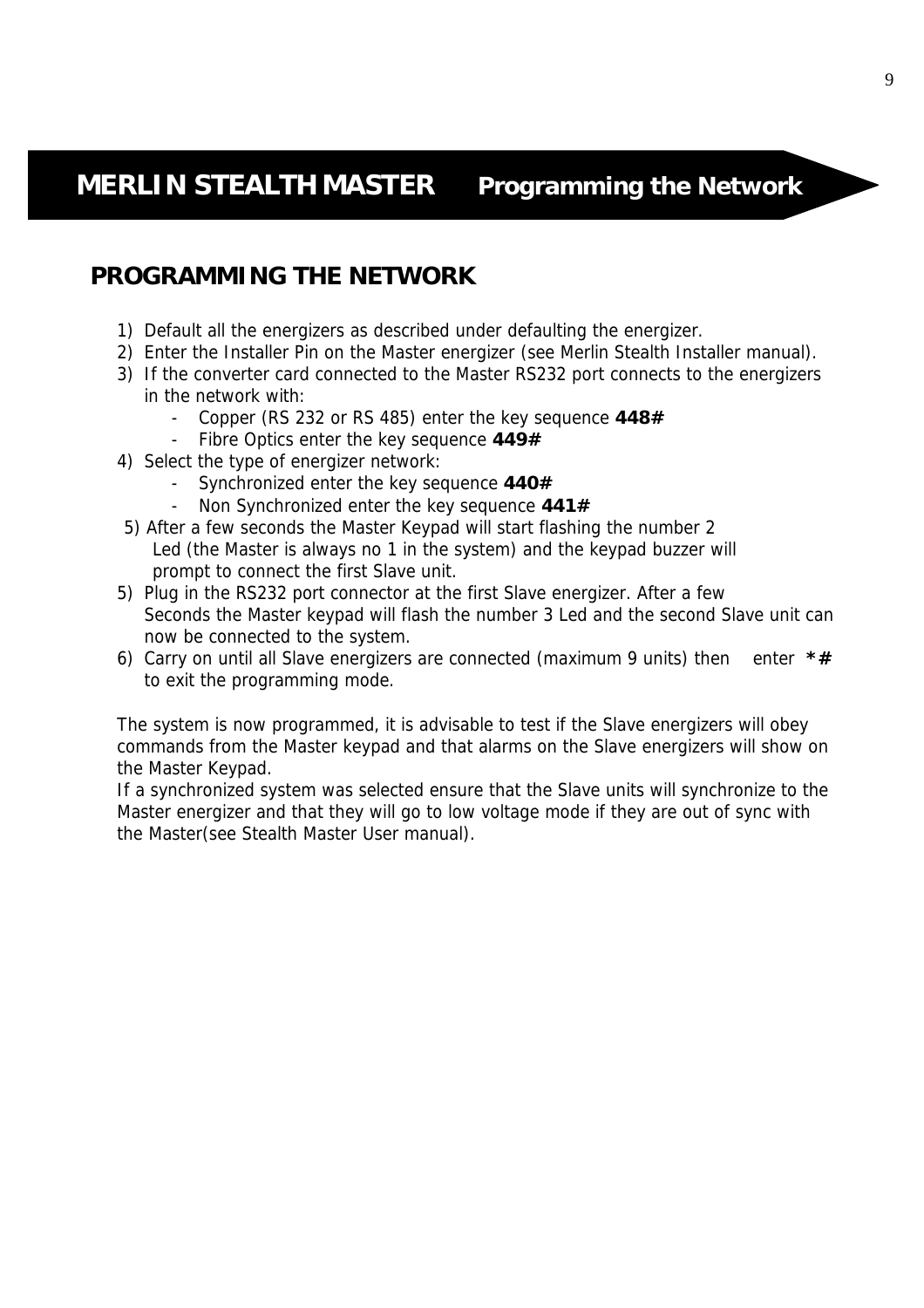**MERLIN STEALTH MASTER** **Programming the Network**

## PROGRAMMING THE NETWORK

1) Default all the energizers as described under defaulting the energizer.
2) Enter the Installer Pin on the Master energizer (see Merlin Stealth Installer manual).
3) If the converter card connected to the Master RS232 port connects to the energizers in the network with:
   - Copper (RS 232 or RS 485) enter the key sequence **448#**
   - Fibre Optics enter the key sequence **449#**
4) Select the type of energizer network:
   - Synchronized enter the key sequence **440#**
   - Non Synchronized enter the key sequence **441#**

5) After a few seconds the Master Keypad will start flashing the number 2 Led (the Master is always no 1 in the system) and the keypad buzzer will prompt to connect the first Slave unit.

5) Plug in the RS232 port connector at the first Slave energizer. After a few Seconds the Master keypad will flash the number 3 Led and the second Slave unit can now be connected to the system.

6) Carry on until all Slave energizers are connected (maximum 9 units) then enter **\*#** to exit the programming mode.

The system is now programmed, it is advisable to test if the Slave energizers will obey commands from the Master keypad and that alarms on the Slave energizers will show on the Master Keypad.

If a synchronized system was selected ensure that the Slave units will synchronize to the Master energizer and that they will go to low voltage mode if they are out of sync with the Master(see Stealth Master User manual).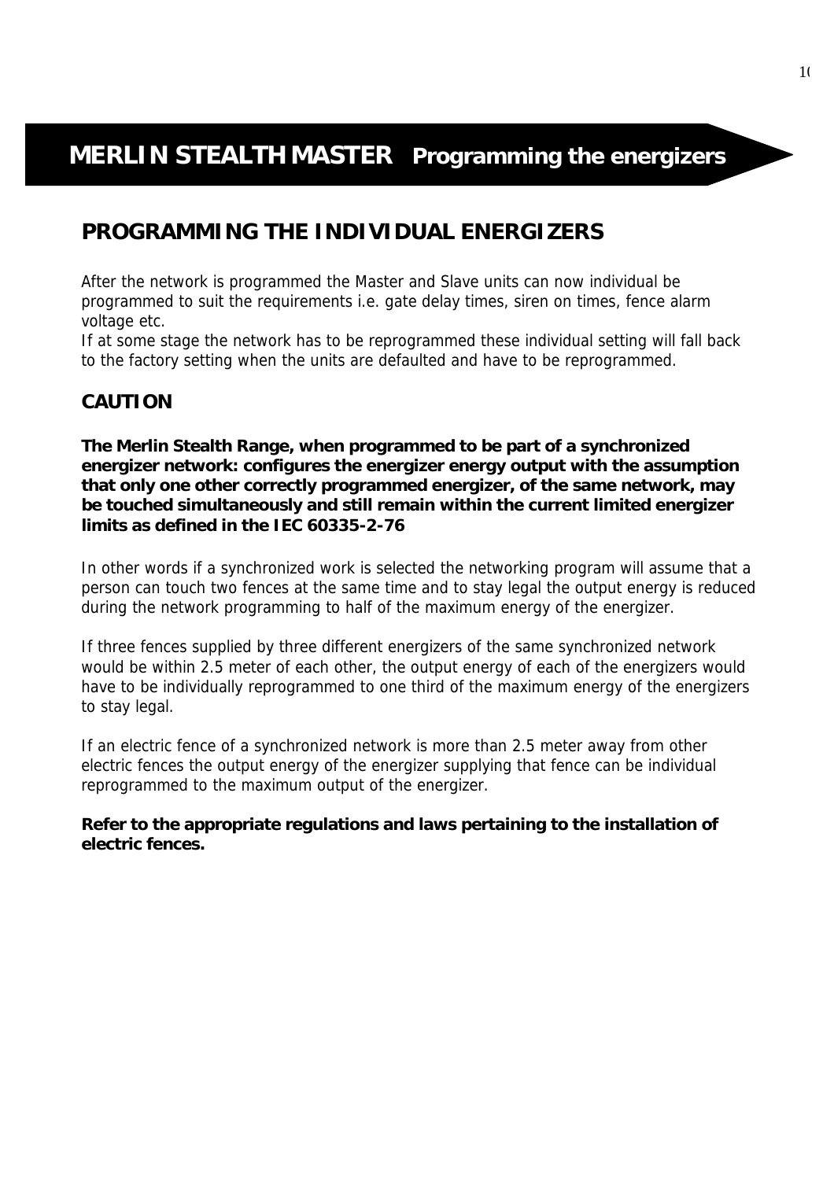# MERLIN STEALTH MASTER Programming the energizers

## PROGRAMMING THE INDIVIDUAL ENERGIZERS

After the network is programmed the Master and Slave units can now individual be programmed to suit the requirements i.e. gate delay times, siren on times, fence alarm voltage etc.

If at some stage the network has to be reprogrammed these individual setting will fall back to the factory setting when the units are defaulted and have to be reprogrammed.

### CAUTION

**The Merlin Stealth Range, when programmed to be part of a synchronized energizer network: configures the energizer energy output with the assumption that only one other correctly programmed energizer, of the same network, may be touched simultaneously and still remain within the current limited energizer limits as defined in the IEC 60335-2-76**

In other words if a synchronized work is selected the networking program will assume that a person can touch two fences at the same time and to stay legal the output energy is reduced during the network programming to half of the maximum energy of the energizer.

If three fences supplied by three different energizers of the same synchronized network would be within 2.5 meter of each other, the output energy of each of the energizers would have to be individually reprogrammed to one third of the maximum energy of the energizers to stay legal.

If an electric fence of a synchronized network is more than 2.5 meter away from other electric fences the output energy of the energizer supplying that fence can be individual reprogrammed to the maximum output of the energizer.

**Refer to the appropriate regulations and laws pertaining to the installation of electric fences.**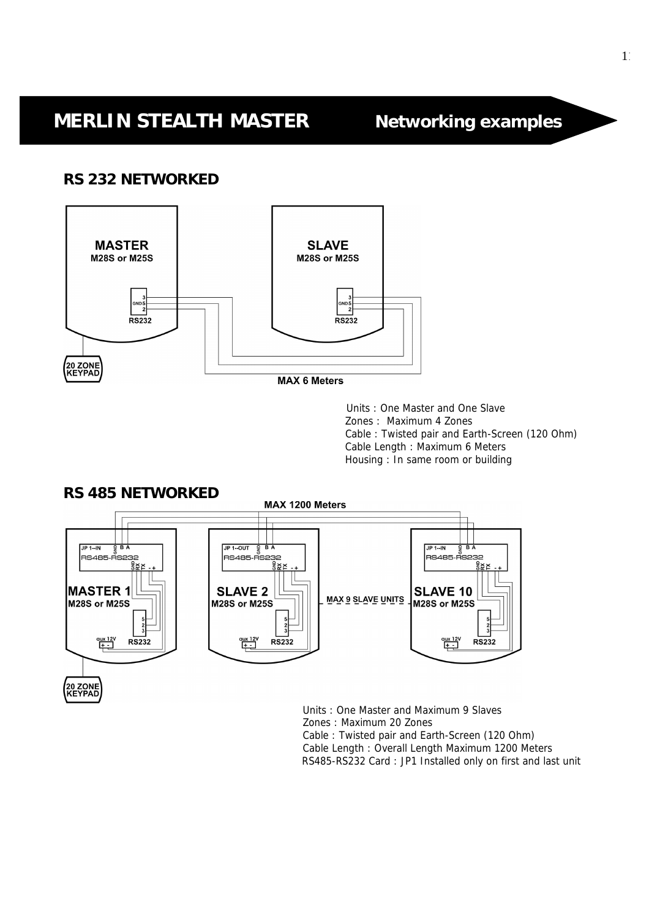# MERLIN STEALTH MASTER

## Networking examples

### RS 232 NETWORKED

MASTER
M28S or M25S

3
GND 5
2
RS232

SLAVE
M28S or M25S

3
GND 5
2
RS232

20 ZONE
KEYPAD

MAX 6 Meters

Units : One Master and One Slave
Zones : Maximum 4 Zones
Cable : Twisted pair and Earth-Screen (120 Ohm)
Cable Length : Maximum 6 Meters
Housing : In same room or building

### RS 485 NETWORKED

MAX 1200 Meters

JP 1--IN GND B A
RS485-RS232
GND RX TX - +
MASTER 1
M28S or M25S
5
2
3
aux 12V + -
RS232

JP 1--OUT GND B A
RS485-RS232
GND RX TX - +
SLAVE 2
M28S or M25S
5
2
3
aux 12V + -
RS232

MAX 9 SLAVE UNITS

JP 1--IN GND B A
RS485-RS232
GND RX TX - +
SLAVE 10
M28S or M25S
5
2
3
aux 12V + -
RS232

20 ZONE
KEYPAD

Units : One Master and Maximum 9 Slaves
Zones : Maximum 20 Zones
Cable : Twisted pair and Earth-Screen (120 Ohm)
Cable Length : Overall Length Maximum 1200 Meters
RS485-RS232 Card : JP1 Installed only on first and last unit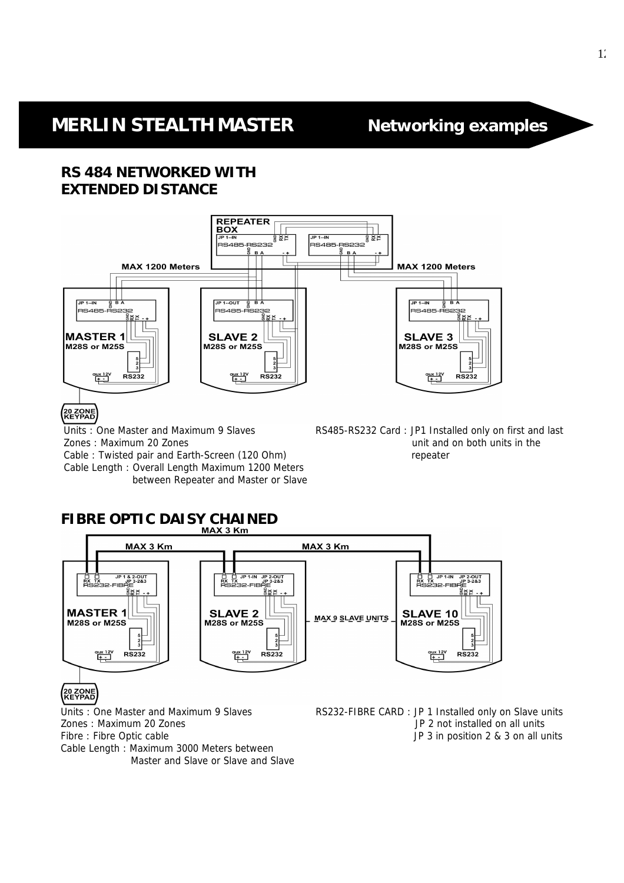# MERLIN STEALTH MASTER — Networking examples

## RS 484 NETWORKED WITH EXTENDED DISTANCE

Units : One Master and Maximum 9 Slaves
Zones : Maximum 20 Zones
Cable : Twisted pair and Earth-Screen (120 Ohm)
Cable Length : Overall Length Maximum 1200 Meters between Repeater and Master or Slave

RS485-RS232 Card : JP1 Installed only on first and last unit and on both units in the repeater

## FIBRE OPTIC DAISY CHAINED

Units : One Master and Maximum 9 Slaves
Zones : Maximum 20 Zones
Fibre : Fibre Optic cable
Cable Length : Maximum 3000 Meters between Master and Slave or Slave and Slave

RS232-FIBRE CARD : JP 1 Installed only on Slave units
JP 2 not installed on all units
JP 3 in position 2 & 3 on all units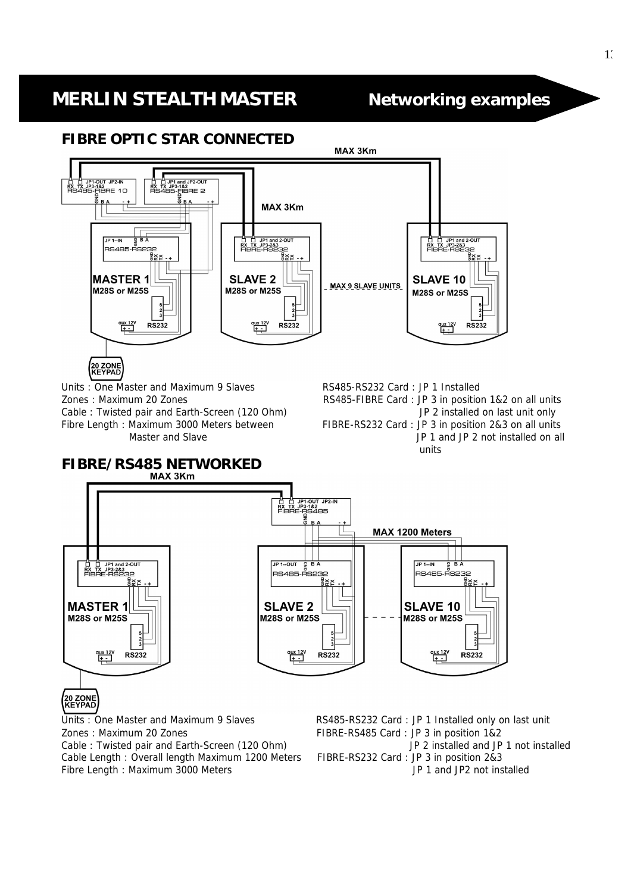# MERLIN STEALTH MASTER

## Networking examples

### FIBRE OPTIC STAR CONNECTED

MAX 3Km

RX TX JP1-OUT JP2-IN JP3-1&2 RS485-FIBRE 10 GND B A - +

RX TX JP1 and JP2-OUT JP3-1&2 RS485-FIBRE 2 GND B A - +

MAX 3Km

JP 1--IN GND B A RS485-RS232 GND RX TX - +

MASTER 1
M28S or M25S

5 2 3

aux 12V + - RS232

RX TX JP1 and 2-OUT JP3-2&3 FIBRE-RS232 GND RX TX - +

SLAVE 2
M28S or M25S

5 2 3

aux 12V + - RS232

MAX 9 SLAVE UNITS

RX TX JP1 and 2-OUT JP3-2&3 FIBRE-RS232 GND RX TX - +

SLAVE 10
M28S or M25S

5 2 3

aux 12V + - RS232

20 ZONE KEYPAD

Units : One Master and Maximum 9 Slaves
Zones : Maximum 20 Zones
Cable : Twisted pair and Earth-Screen (120 Ohm)
Fibre Length : Maximum 3000 Meters between Master and Slave

RS485-RS232 Card : JP 1 Installed
RS485-FIBRE Card : JP 3 in position 1&2 on all units
JP 2 installed on last unit only
FIBRE-RS232 Card : JP 3 in position 2&3 on all units
JP 1 and JP 2 not installed on all units

### FIBRE/RS485 NETWORKED

MAX 3Km

RX TX JP1-OUT JP2-IN JP3-1&2 FIBRE-RS485 GND B A - +

MAX 1200 Meters

RX TX JP1 and 2-OUT JP3-2&3 FIBRE-RS232 GND RX TX - +

MASTER 1
M28S or M25S

5 2 3

aux 12V + - RS232

JP 1--OUT GND B A RS485-RS232 GND RX TX - +

SLAVE 2
M28S or M25S

5 2 3

aux 12V + - RS232

JP 1--IN GND B A RS485-RS232 GND RX TX - +

SLAVE 10
M28S or M25S

5 2 3

aux 12V + - RS232

20 ZONE KEYPAD

Units : One Master and Maximum 9 Slaves
Zones : Maximum 20 Zones
Cable : Twisted pair and Earth-Screen (120 Ohm)
Cable Length : Overall length Maximum 1200 Meters
Fibre Length : Maximum 3000 Meters

RS485-RS232 Card : JP 1 Installed only on last unit
FIBRE-RS485 Card : JP 3 in position 1&2
JP 2 installed and JP 1 not installed
FIBRE-RS232 Card : JP 3 in position 2&3
JP 1 and JP2 not installed